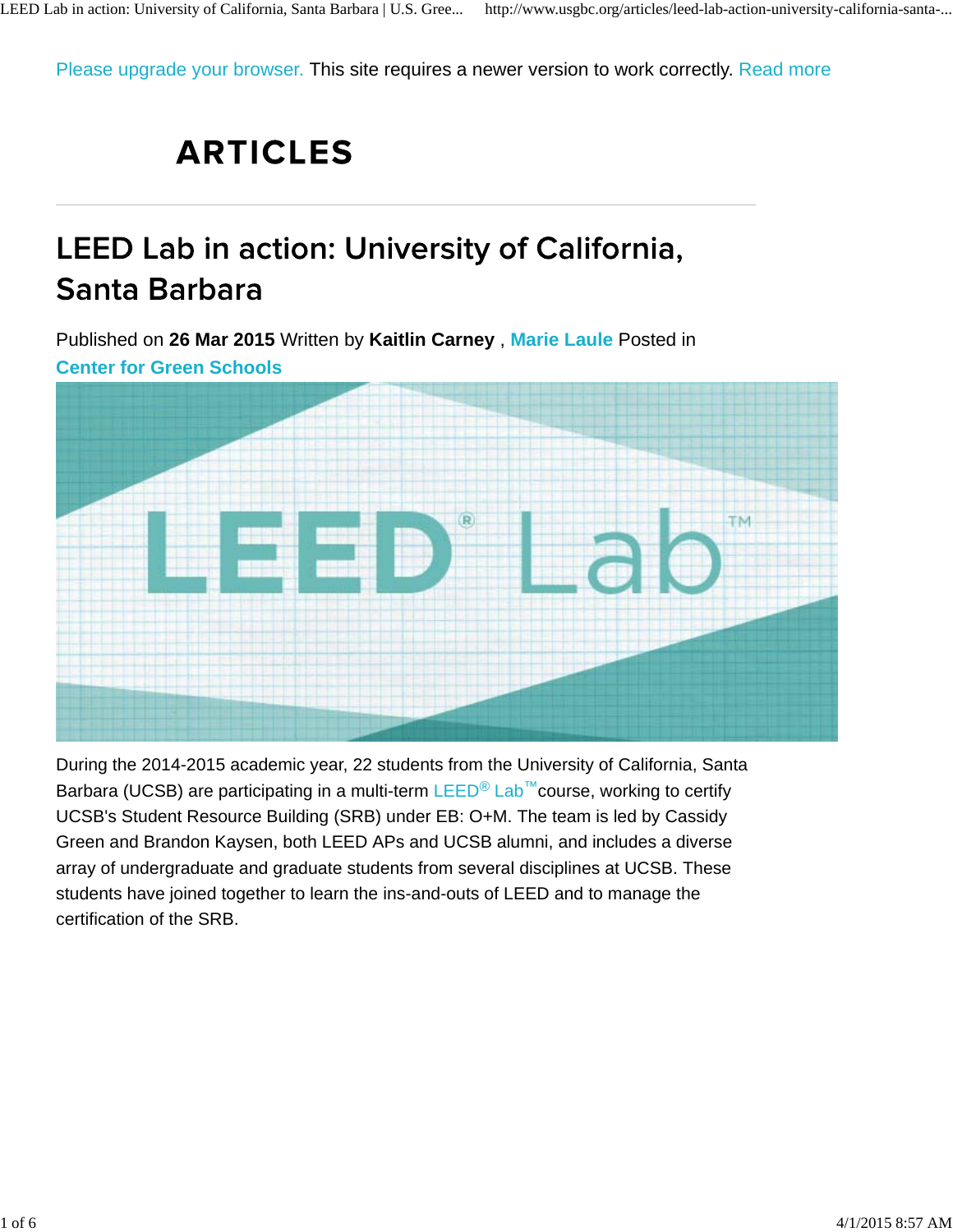Please upgrade your browser. This site requires a newer version to work correctly. Read more

# ARTICLES

## LEED Lab in action: University of California, Santa Barbara

Published on **26 Mar 2015** Written by **Kaitlin Carney** , **Marie Laule** Posted in **Center for Green Schools**

During the 2014-2015 academic year, 22 students from the University of California, Santa Barbara (UCSB) are participating in a multi-term LEED® Lab™ course, working to certify UCSB's Student Resource Building (SRB) under EB: O+M. The team is led by Cassidy Green and Brandon Kaysen, both LEED APs and UCSB alumni, and includes a diverse array of undergraduate and graduate students from several disciplines at UCSB. These students have joined together to learn the ins-and-outs of LEED and to manage the certification of the SRB.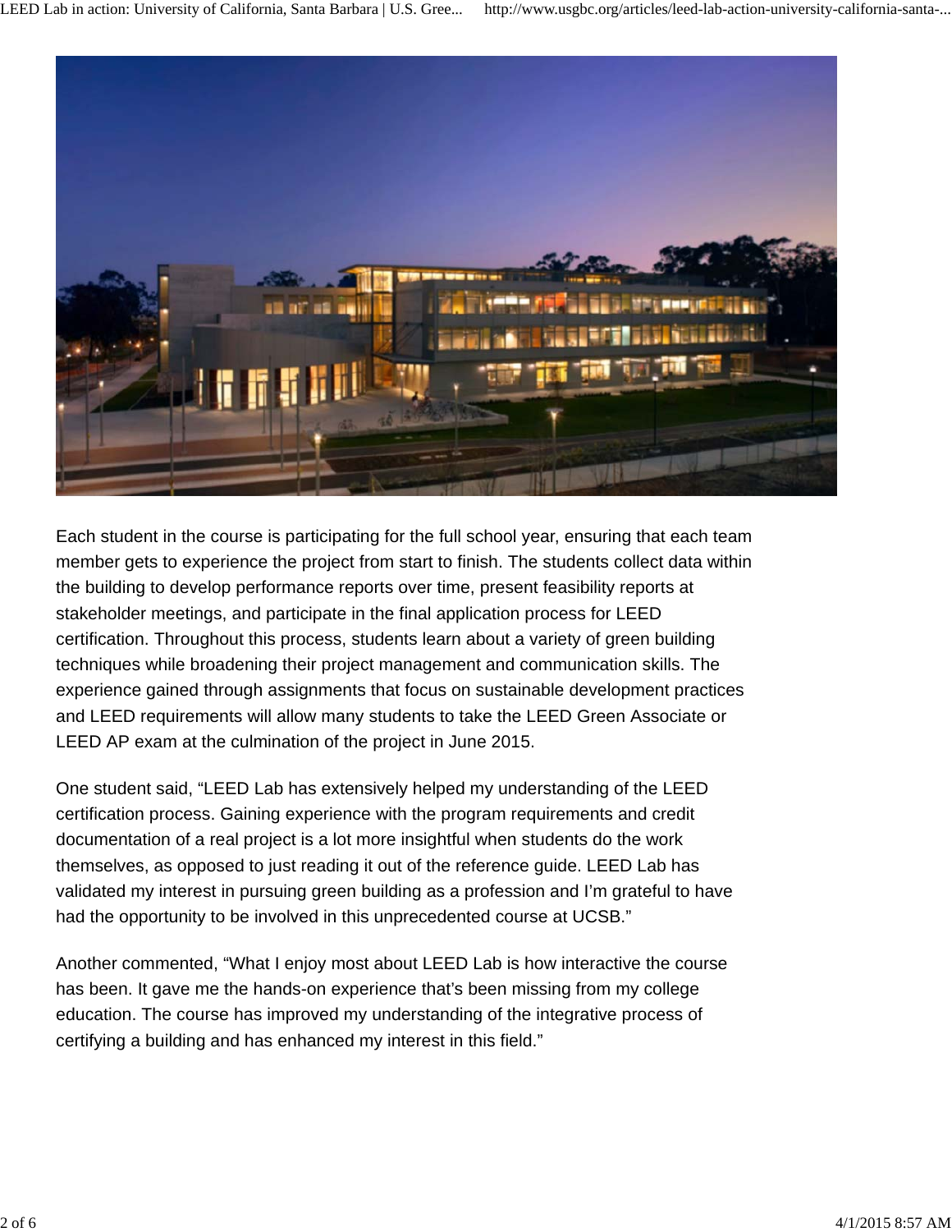Each student in the course is participating for the full school year, ensuring that each team member gets to experience the project from start to finish. The students collect data within the building to develop performance reports over time, present feasibility reports at stakeholder meetings, and participate in the final application process for LEED certification. Throughout this process, students learn about a variety of green building techniques while broadening their project management and communication skills. The experience gained through assignments that focus on sustainable development practices and LEED requirements will allow many students to take the LEED Green Associate or LEED AP exam at the culmination of the project in June 2015.

One student said, “LEED Lab has extensively helped my understanding of the LEED certification process. Gaining experience with the program requirements and credit documentation of a real project is a lot more insightful when students do the work themselves, as opposed to just reading it out of the reference guide. LEED Lab has validated my interest in pursuing green building as a profession and I’m grateful to have had the opportunity to be involved in this unprecedented course at UCSB.”

Another commented, “What I enjoy most about LEED Lab is how interactive the course has been. It gave me the hands-on experience that’s been missing from my college education. The course has improved my understanding of the integrative process of certifying a building and has enhanced my interest in this field.”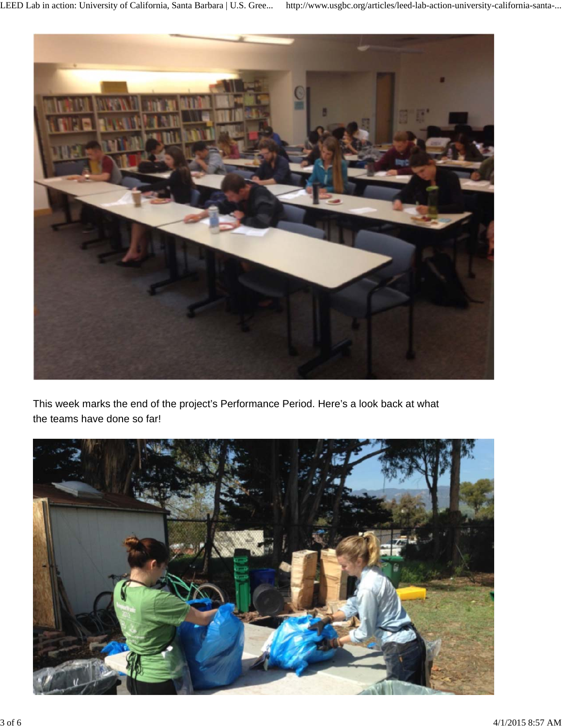This week marks the end of the project's Performance Period. Here's a look back at what the teams have done so far!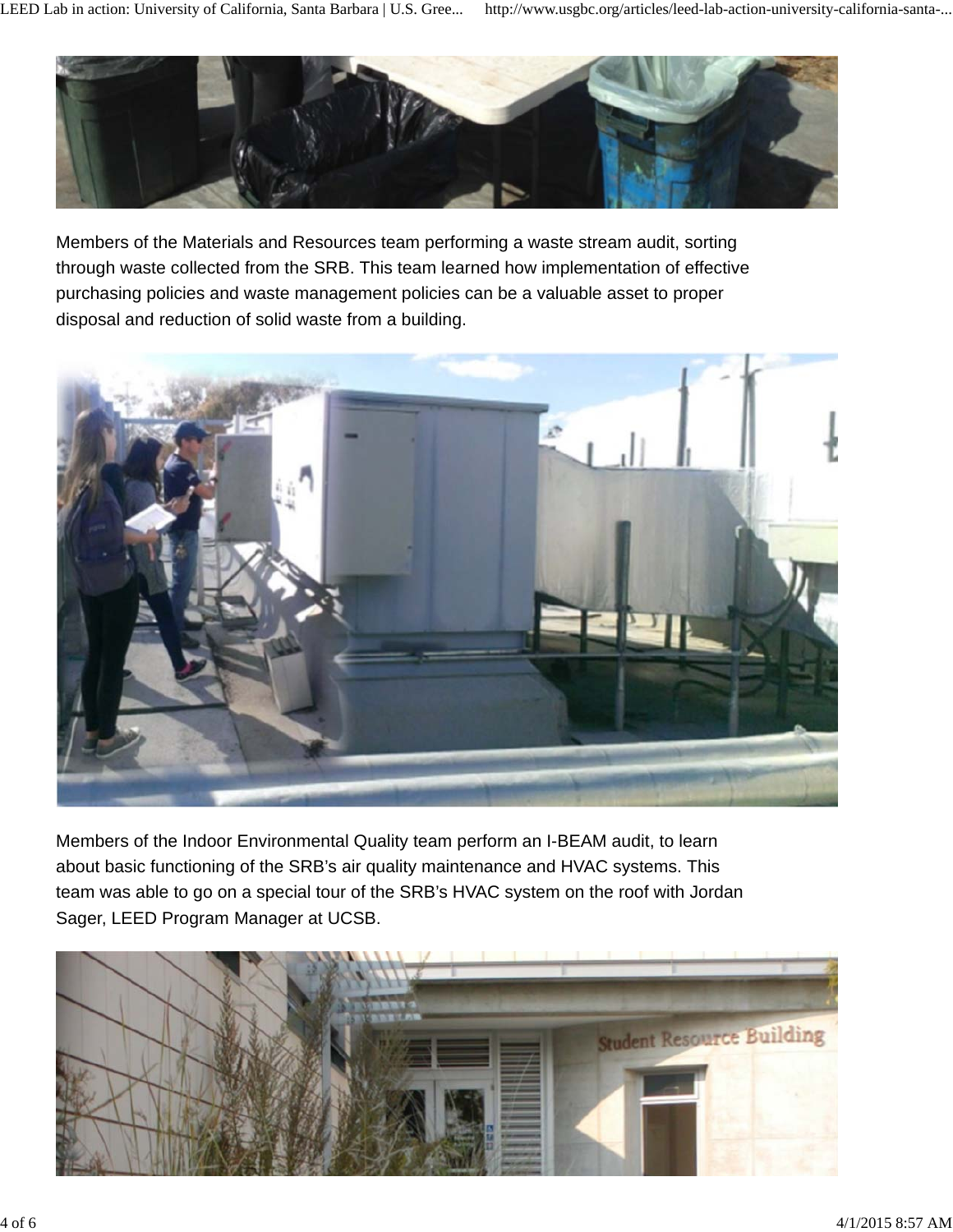Members of the Materials and Resources team performing a waste stream audit, sorting through waste collected from the SRB. This team learned how implementation of effective purchasing policies and waste management policies can be a valuable asset to proper disposal and reduction of solid waste from a building.

Members of the Indoor Environmental Quality team perform an I-BEAM audit, to learn about basic functioning of the SRB's air quality maintenance and HVAC systems. This team was able to go on a special tour of the SRB's HVAC system on the roof with Jordan Sager, LEED Program Manager at UCSB.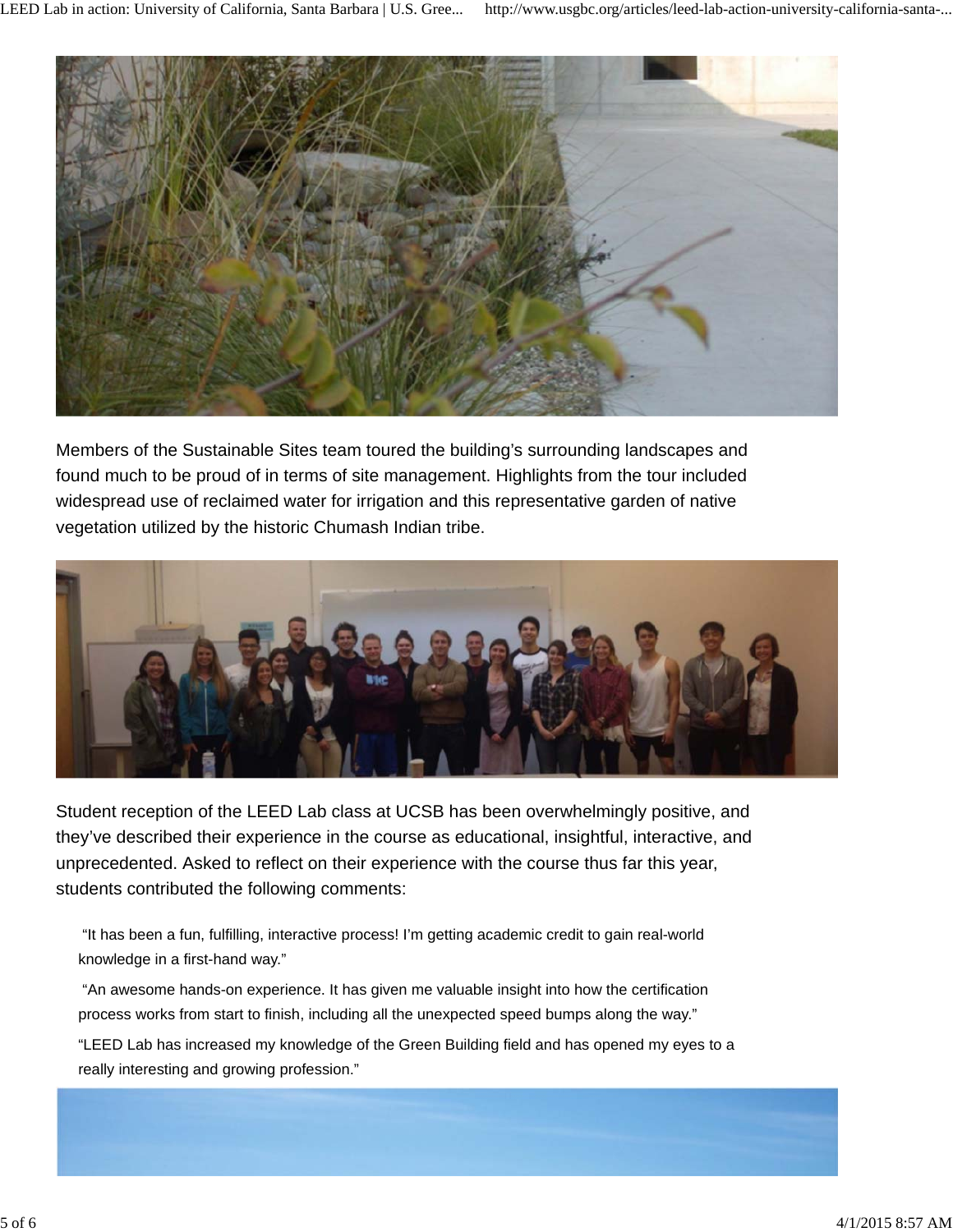Members of the Sustainable Sites team toured the building's surrounding landscapes and found much to be proud of in terms of site management. Highlights from the tour included widespread use of reclaimed water for irrigation and this representative garden of native vegetation utilized by the historic Chumash Indian tribe.

Student reception of the LEED Lab class at UCSB has been overwhelmingly positive, and they've described their experience in the course as educational, insightful, interactive, and unprecedented. Asked to reflect on their experience with the course thus far this year, students contributed the following comments:

> "It has been a fun, fulfilling, interactive process! I'm getting academic credit to gain real-world knowledge in a first-hand way."
>
> "An awesome hands-on experience. It has given me valuable insight into how the certification process works from start to finish, including all the unexpected speed bumps along the way."
>
> "LEED Lab has increased my knowledge of the Green Building field and has opened my eyes to a really interesting and growing profession."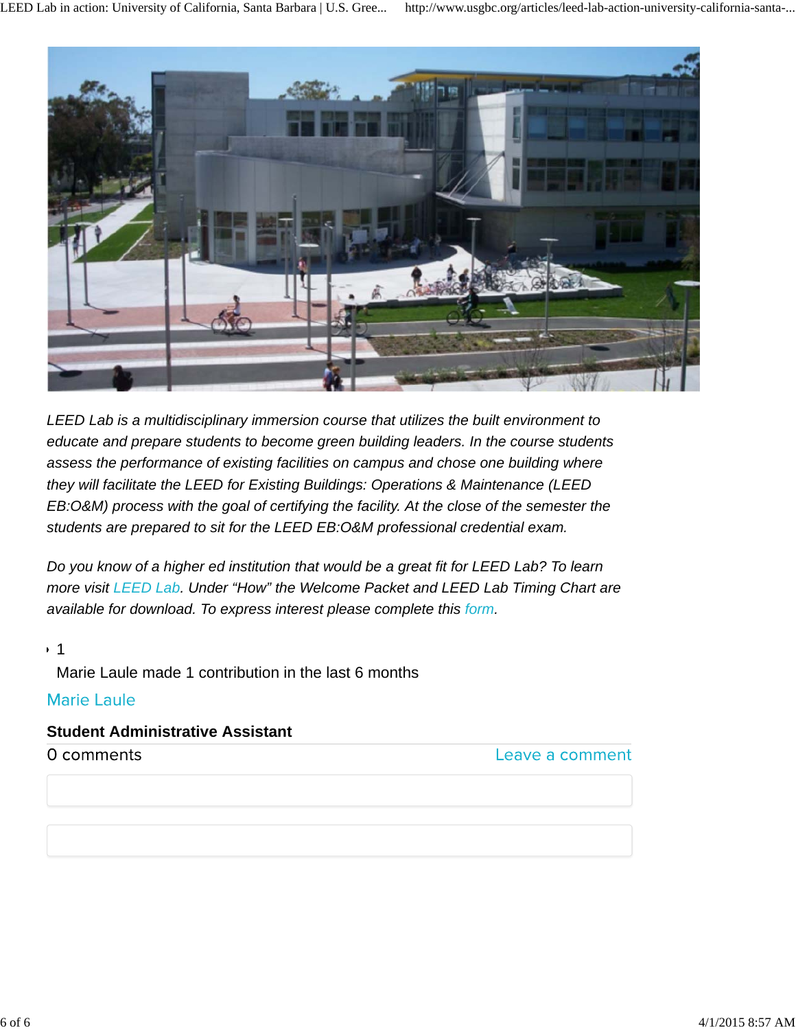*LEED Lab is a multidisciplinary immersion course that utilizes the built environment to educate and prepare students to become green building leaders. In the course students assess the performance of existing facilities on campus and chose one building where they will facilitate the LEED for Existing Buildings: Operations & Maintenance (LEED EB:O&M) process with the goal of certifying the facility. At the close of the semester the students are prepared to sit for the LEED EB:O&M professional credential exam.*

*Do you know of a higher ed institution that would be a great fit for LEED Lab? To learn more visit LEED Lab. Under "How" the Welcome Packet and LEED Lab Timing Chart are available for download. To express interest please complete this form.*

- 1

Marie Laule made 1 contribution in the last 6 months

Marie Laule

**Student Administrative Assistant**

0 comments

Leave a comment